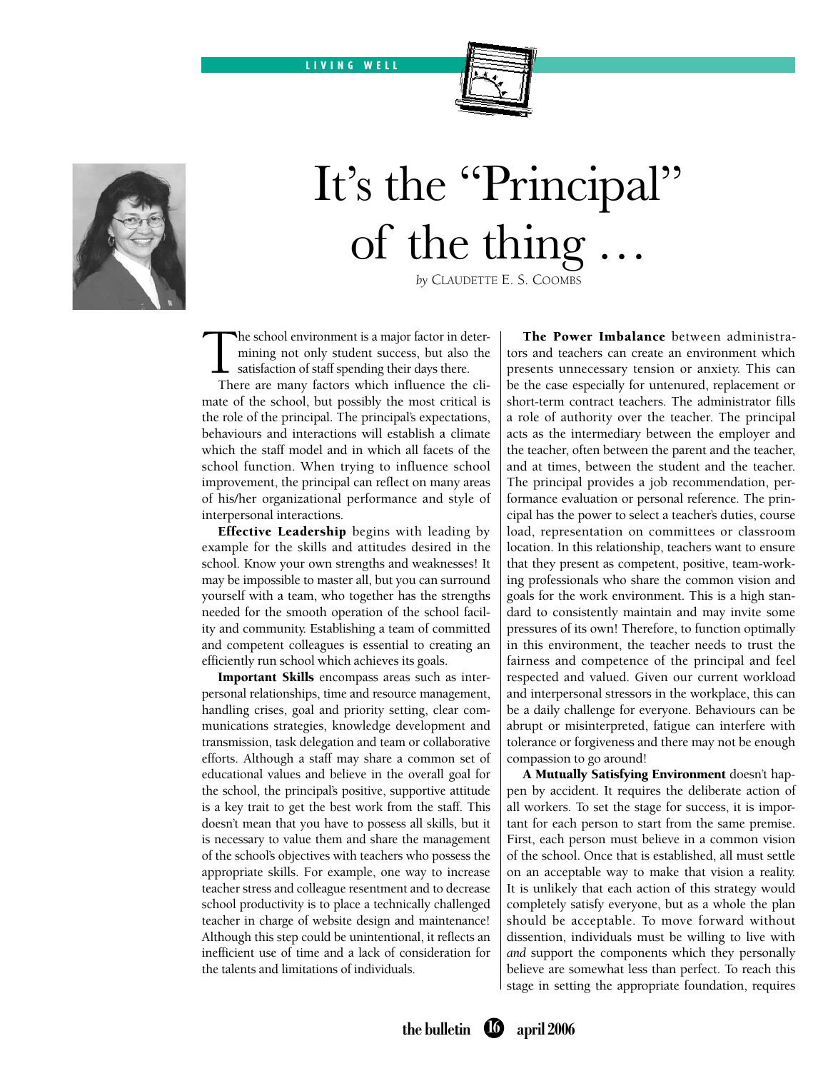# It's the "Principal" of the thing …

*by* CLAUDETTE E. S. COOMBS

The school environment is a major factor in determining not only student success, but also the satisfaction of staff spending their days there. There are many factors which influence the climate of the school, but possibly the most critical is the role of the principal. The principal's expectations, behaviours and interactions will establish a climate which the staff model and in which all facets of the school function. When trying to influence school improvement, the principal can reflect on many areas of his/her organizational performance and style of interpersonal interactions.

**Effective Leadership** begins with leading by example for the skills and attitudes desired in the school. Know your own strengths and weaknesses! It may be impossible to master all, but you can surround yourself with a team, who together has the strengths needed for the smooth operation of the school facility and community. Establishing a team of committed and competent colleagues is essential to creating an efficiently run school which achieves its goals.

**Important Skills** encompass areas such as interpersonal relationships, time and resource management, handling crises, goal and priority setting, clear communications strategies, knowledge development and transmission, task delegation and team or collaborative efforts. Although a staff may share a common set of educational values and believe in the overall goal for the school, the principal's positive, supportive attitude is a key trait to get the best work from the staff. This doesn't mean that you have to possess all skills, but it is necessary to value them and share the management of the school's objectives with teachers who possess the appropriate skills. For example, one way to increase teacher stress and colleague resentment and to decrease school productivity is to place a technically challenged teacher in charge of website design and maintenance! Although this step could be unintentional, it reflects an inefficient use of time and a lack of consideration for the talents and limitations of individuals.

**The Power Imbalance** between administrators and teachers can create an environment which presents unnecessary tension or anxiety. This can be the case especially for untenured, replacement or short-term contract teachers. The administrator fills a role of authority over the teacher. The principal acts as the intermediary between the employer and the teacher, often between the parent and the teacher, and at times, between the student and the teacher. The principal provides a job recommendation, performance evaluation or personal reference. The principal has the power to select a teacher's duties, course load, representation on committees or classroom location. In this relationship, teachers want to ensure that they present as competent, positive, team-working professionals who share the common vision and goals for the work environment. This is a high standard to consistently maintain and may invite some pressures of its own! Therefore, to function optimally in this environment, the teacher needs to trust the fairness and competence of the principal and feel respected and valued. Given our current workload and interpersonal stressors in the workplace, this can be a daily challenge for everyone. Behaviours can be abrupt or misinterpreted, fatigue can interfere with tolerance or forgiveness and there may not be enough compassion to go around!

**A Mutually Satisfying Environment** doesn't happen by accident. It requires the deliberate action of all workers. To set the stage for success, it is important for each person to start from the same premise. First, each person must believe in a common vision of the school. Once that is established, all must settle on an acceptable way to make that vision a reality. It is unlikely that each action of this strategy would completely satisfy everyone, but as a whole the plan should be acceptable. To move forward without dissention, individuals must be willing to live with *and* support the components which they personally believe are somewhat less than perfect. To reach this stage in setting the appropriate foundation, requires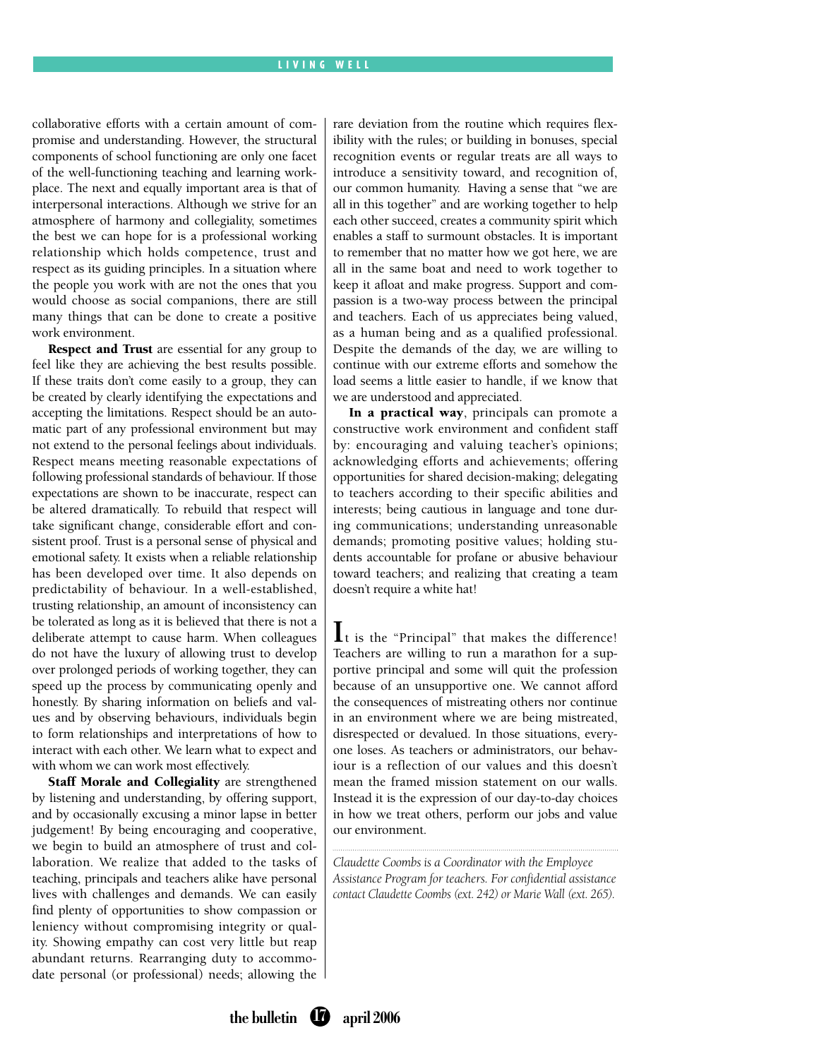collaborative efforts with a certain amount of compromise and understanding. However, the structural components of school functioning are only one facet of the well-functioning teaching and learning workplace. The next and equally important area is that of interpersonal interactions. Although we strive for an atmosphere of harmony and collegiality, sometimes the best we can hope for is a professional working relationship which holds competence, trust and respect as its guiding principles. In a situation where the people you work with are not the ones that you would choose as social companions, there are still many things that can be done to create a positive work environment.

**Respect and Trust** are essential for any group to feel like they are achieving the best results possible. If these traits don't come easily to a group, they can be created by clearly identifying the expectations and accepting the limitations. Respect should be an automatic part of any professional environment but may not extend to the personal feelings about individuals. Respect means meeting reasonable expectations of following professional standards of behaviour. If those expectations are shown to be inaccurate, respect can be altered dramatically. To rebuild that respect will take significant change, considerable effort and consistent proof. Trust is a personal sense of physical and emotional safety. It exists when a reliable relationship has been developed over time. It also depends on predictability of behaviour. In a well-established, trusting relationship, an amount of inconsistency can be tolerated as long as it is believed that there is not a deliberate attempt to cause harm. When colleagues do not have the luxury of allowing trust to develop over prolonged periods of working together, they can speed up the process by communicating openly and honestly. By sharing information on beliefs and values and by observing behaviours, individuals begin to form relationships and interpretations of how to interact with each other. We learn what to expect and with whom we can work most effectively.

**Staff Morale and Collegiality** are strengthened by listening and understanding, by offering support, and by occasionally excusing a minor lapse in better judgement! By being encouraging and cooperative, we begin to build an atmosphere of trust and collaboration. We realize that added to the tasks of teaching, principals and teachers alike have personal lives with challenges and demands. We can easily find plenty of opportunities to show compassion or leniency without compromising integrity or quality. Showing empathy can cost very little but reap abundant returns. Rearranging duty to accommodate personal (or professional) needs; allowing the rare deviation from the routine which requires flexibility with the rules; or building in bonuses, special recognition events or regular treats are all ways to introduce a sensitivity toward, and recognition of, our common humanity. Having a sense that "we are all in this together" and are working together to help each other succeed, creates a community spirit which enables a staff to surmount obstacles. It is important to remember that no matter how we got here, we are all in the same boat and need to work together to keep it afloat and make progress. Support and compassion is a two-way process between the principal and teachers. Each of us appreciates being valued, as a human being and as a qualified professional. Despite the demands of the day, we are willing to continue with our extreme efforts and somehow the load seems a little easier to handle, if we know that we are understood and appreciated.

**In a practical way**, principals can promote a constructive work environment and confident staff by: encouraging and valuing teacher's opinions; acknowledging efforts and achievements; offering opportunities for shared decision-making; delegating to teachers according to their specific abilities and interests; being cautious in language and tone during communications; understanding unreasonable demands; promoting positive values; holding students accountable for profane or abusive behaviour toward teachers; and realizing that creating a team doesn't require a white hat!

It is the "Principal" that makes the difference! Teachers are willing to run a marathon for a supportive principal and some will quit the profession because of an unsupportive one. We cannot afford the consequences of mistreating others nor continue in an environment where we are being mistreated, disrespected or devalued. In those situations, everyone loses. As teachers or administrators, our behaviour is a reflection of our values and this doesn't mean the framed mission statement on our walls. Instead it is the expression of our day-to-day choices in how we treat others, perform our jobs and value our environment.

---

*Claudette Coombs is a Coordinator with the Employee Assistance Program for teachers. For confidential assistance contact Claudette Coombs (ext. 242) or Marie Wall (ext. 265).*